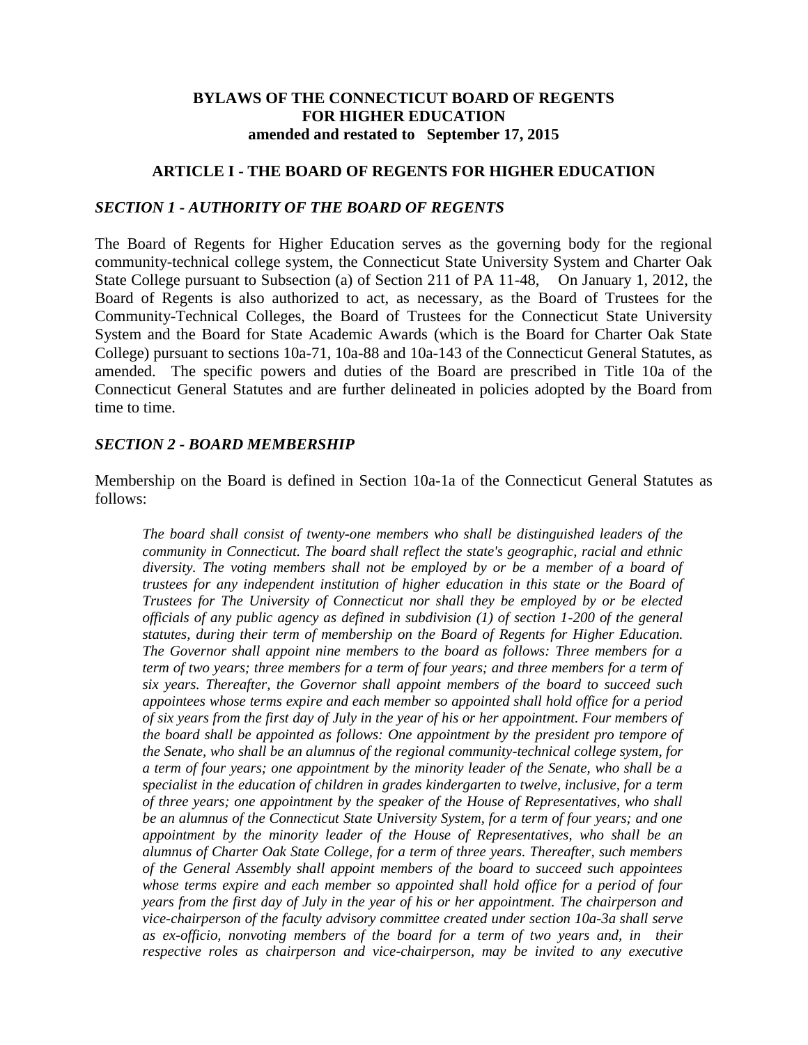# BYLAWS OF THE CONNECTICUT BOARD OF REGENTS FOR HIGHER EDUCATION

**amended and restated to September 17, 2015**

## ARTICLE I - THE BOARD OF REGENTS FOR HIGHER EDUCATION

### *SECTION 1 - AUTHORITY OF THE BOARD OF REGENTS*

The Board of Regents for Higher Education serves as the governing body for the regional community-technical college system, the Connecticut State University System and Charter Oak State College pursuant to Subsection (a) of Section 211 of PA 11-48, On January 1, 2012, the Board of Regents is also authorized to act, as necessary, as the Board of Trustees for the Community-Technical Colleges, the Board of Trustees for the Connecticut State University System and the Board for State Academic Awards (which is the Board for Charter Oak State College) pursuant to sections 10a-71, 10a-88 and 10a-143 of the Connecticut General Statutes, as amended. The specific powers and duties of the Board are prescribed in Title 10a of the Connecticut General Statutes and are further delineated in policies adopted by the Board from time to time.

### *SECTION 2 - BOARD MEMBERSHIP*

Membership on the Board is defined in Section 10a-1a of the Connecticut General Statutes as follows:

> *The board shall consist of twenty-one members who shall be distinguished leaders of the community in Connecticut. The board shall reflect the state's geographic, racial and ethnic diversity. The voting members shall not be employed by or be a member of a board of trustees for any independent institution of higher education in this state or the Board of Trustees for The University of Connecticut nor shall they be employed by or be elected officials of any public agency as defined in subdivision (1) of section 1-200 of the general statutes, during their term of membership on the Board of Regents for Higher Education. The Governor shall appoint nine members to the board as follows: Three members for a term of two years; three members for a term of four years; and three members for a term of six years. Thereafter, the Governor shall appoint members of the board to succeed such appointees whose terms expire and each member so appointed shall hold office for a period of six years from the first day of July in the year of his or her appointment. Four members of the board shall be appointed as follows: One appointment by the president pro tempore of the Senate, who shall be an alumnus of the regional community-technical college system, for a term of four years; one appointment by the minority leader of the Senate, who shall be a specialist in the education of children in grades kindergarten to twelve, inclusive, for a term of three years; one appointment by the speaker of the House of Representatives, who shall be an alumnus of the Connecticut State University System, for a term of four years; and one appointment by the minority leader of the House of Representatives, who shall be an alumnus of Charter Oak State College, for a term of three years. Thereafter, such members of the General Assembly shall appoint members of the board to succeed such appointees whose terms expire and each member so appointed shall hold office for a period of four years from the first day of July in the year of his or her appointment. The chairperson and vice-chairperson of the faculty advisory committee created under section 10a-3a shall serve as ex-officio, nonvoting members of the board for a term of two years and, in their respective roles as chairperson and vice-chairperson, may be invited to any executive*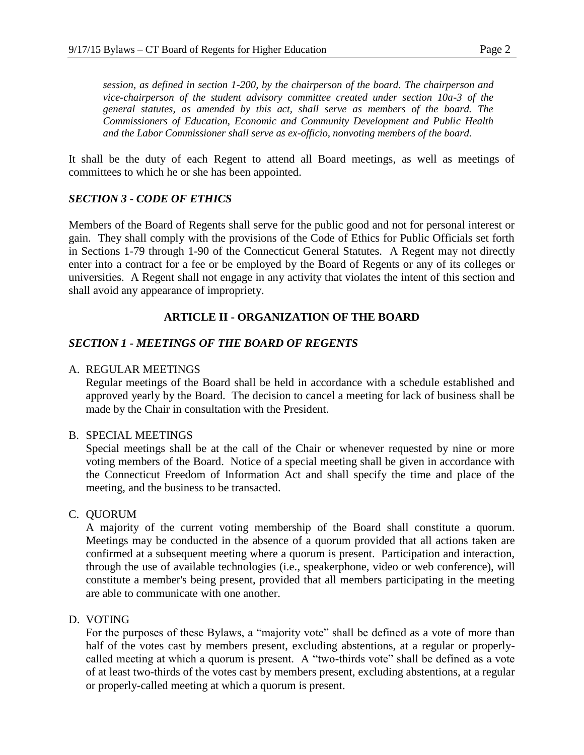*session, as defined in section 1-200, by the chairperson of the board. The chairperson and vice-chairperson of the student advisory committee created under section 10a-3 of the general statutes, as amended by this act, shall serve as members of the board. The Commissioners of Education, Economic and Community Development and Public Health and the Labor Commissioner shall serve as ex-officio, nonvoting members of the board.*

It shall be the duty of each Regent to attend all Board meetings, as well as meetings of committees to which he or she has been appointed.

### *SECTION 3 - CODE OF ETHICS*

Members of the Board of Regents shall serve for the public good and not for personal interest or gain. They shall comply with the provisions of the Code of Ethics for Public Officials set forth in Sections 1-79 through 1-90 of the Connecticut General Statutes. A Regent may not directly enter into a contract for a fee or be employed by the Board of Regents or any of its colleges or universities. A Regent shall not engage in any activity that violates the intent of this section and shall avoid any appearance of impropriety.

## ARTICLE II - ORGANIZATION OF THE BOARD

### *SECTION 1 - MEETINGS OF THE BOARD OF REGENTS*

A. REGULAR MEETINGS

Regular meetings of the Board shall be held in accordance with a schedule established and approved yearly by the Board. The decision to cancel a meeting for lack of business shall be made by the Chair in consultation with the President.

B. SPECIAL MEETINGS

Special meetings shall be at the call of the Chair or whenever requested by nine or more voting members of the Board. Notice of a special meeting shall be given in accordance with the Connecticut Freedom of Information Act and shall specify the time and place of the meeting, and the business to be transacted.

C. QUORUM

A majority of the current voting membership of the Board shall constitute a quorum. Meetings may be conducted in the absence of a quorum provided that all actions taken are confirmed at a subsequent meeting where a quorum is present. Participation and interaction, through the use of available technologies (i.e., speakerphone, video or web conference), will constitute a member's being present, provided that all members participating in the meeting are able to communicate with one another.

D. VOTING

For the purposes of these Bylaws, a "majority vote" shall be defined as a vote of more than half of the votes cast by members present, excluding abstentions, at a regular or properly-called meeting at which a quorum is present. A "two-thirds vote" shall be defined as a vote of at least two-thirds of the votes cast by members present, excluding abstentions, at a regular or properly-called meeting at which a quorum is present.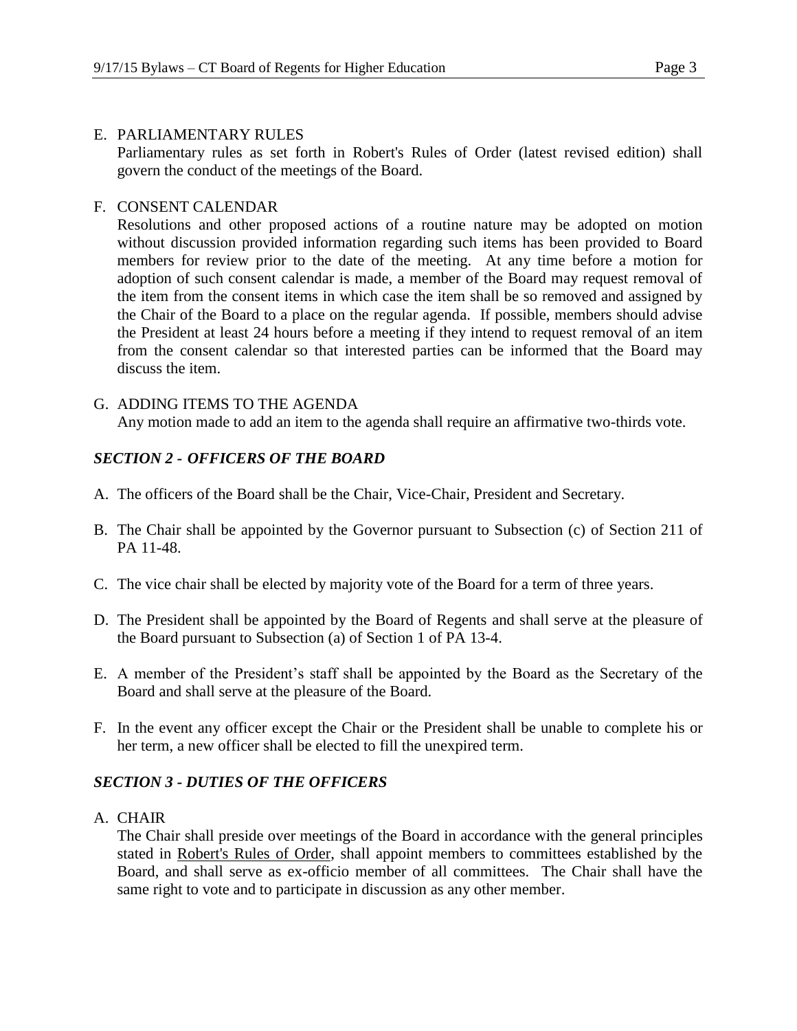E. PARLIAMENTARY RULES
   Parliamentary rules as set forth in Robert's Rules of Order (latest revised edition) shall govern the conduct of the meetings of the Board.

F. CONSENT CALENDAR
   Resolutions and other proposed actions of a routine nature may be adopted on motion without discussion provided information regarding such items has been provided to Board members for review prior to the date of the meeting. At any time before a motion for adoption of such consent calendar is made, a member of the Board may request removal of the item from the consent items in which case the item shall be so removed and assigned by the Chair of the Board to a place on the regular agenda. If possible, members should advise the President at least 24 hours before a meeting if they intend to request removal of an item from the consent calendar so that interested parties can be informed that the Board may discuss the item.

G. ADDING ITEMS TO THE AGENDA
   Any motion made to add an item to the agenda shall require an affirmative two-thirds vote.

### *SECTION 2 - OFFICERS OF THE BOARD*

A. The officers of the Board shall be the Chair, Vice-Chair, President and Secretary.

B. The Chair shall be appointed by the Governor pursuant to Subsection (c) of Section 211 of PA 11-48.

C. The vice chair shall be elected by majority vote of the Board for a term of three years.

D. The President shall be appointed by the Board of Regents and shall serve at the pleasure of the Board pursuant to Subsection (a) of Section 1 of PA 13-4.

E. A member of the President's staff shall be appointed by the Board as the Secretary of the Board and shall serve at the pleasure of the Board.

F. In the event any officer except the Chair or the President shall be unable to complete his or her term, a new officer shall be elected to fill the unexpired term.

### *SECTION 3 - DUTIES OF THE OFFICERS*

A. CHAIR
   The Chair shall preside over meetings of the Board in accordance with the general principles stated in Robert's Rules of Order, shall appoint members to committees established by the Board, and shall serve as ex-officio member of all committees. The Chair shall have the same right to vote and to participate in discussion as any other member.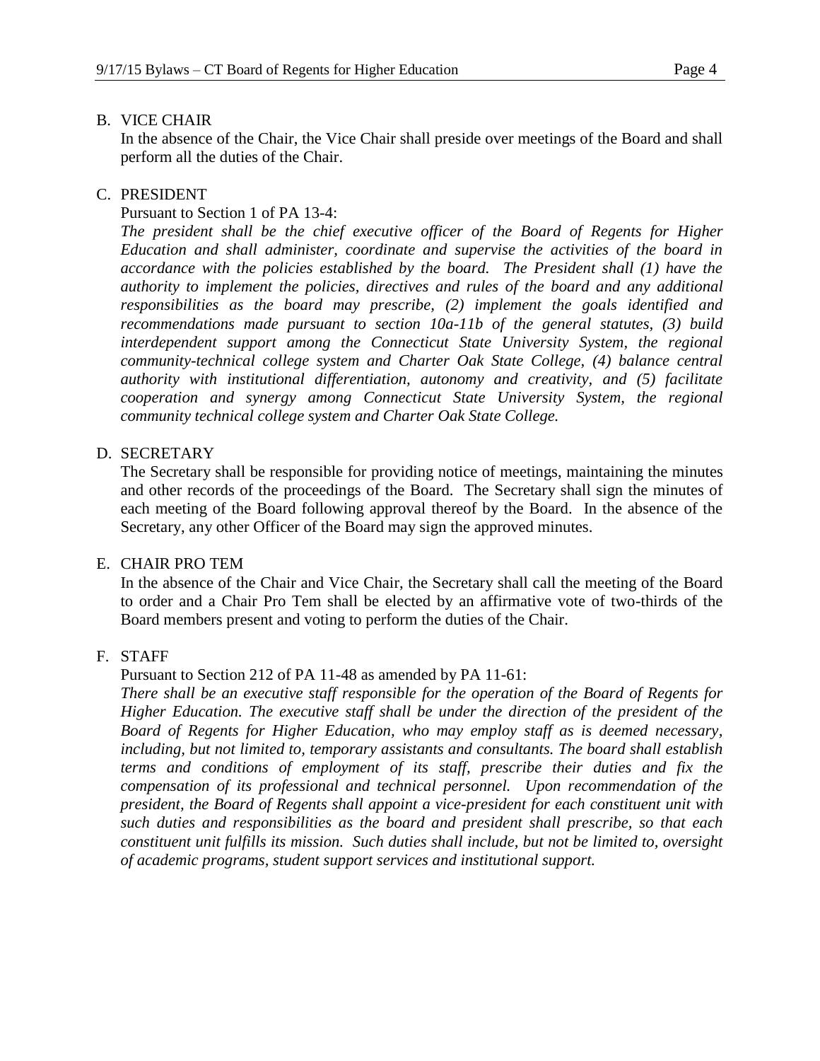B. VICE CHAIR

In the absence of the Chair, the Vice Chair shall preside over meetings of the Board and shall perform all the duties of the Chair.

C. PRESIDENT

Pursuant to Section 1 of PA 13-4:

*The president shall be the chief executive officer of the Board of Regents for Higher Education and shall administer, coordinate and supervise the activities of the board in accordance with the policies established by the board. The President shall (1) have the authority to implement the policies, directives and rules of the board and any additional responsibilities as the board may prescribe, (2) implement the goals identified and recommendations made pursuant to section 10a-11b of the general statutes, (3) build interdependent support among the Connecticut State University System, the regional community-technical college system and Charter Oak State College, (4) balance central authority with institutional differentiation, autonomy and creativity, and (5) facilitate cooperation and synergy among Connecticut State University System, the regional community technical college system and Charter Oak State College.*

D. SECRETARY

The Secretary shall be responsible for providing notice of meetings, maintaining the minutes and other records of the proceedings of the Board. The Secretary shall sign the minutes of each meeting of the Board following approval thereof by the Board. In the absence of the Secretary, any other Officer of the Board may sign the approved minutes.

E. CHAIR PRO TEM

In the absence of the Chair and Vice Chair, the Secretary shall call the meeting of the Board to order and a Chair Pro Tem shall be elected by an affirmative vote of two-thirds of the Board members present and voting to perform the duties of the Chair.

F. STAFF

Pursuant to Section 212 of PA 11-48 as amended by PA 11-61:

*There shall be an executive staff responsible for the operation of the Board of Regents for Higher Education. The executive staff shall be under the direction of the president of the Board of Regents for Higher Education, who may employ staff as is deemed necessary, including, but not limited to, temporary assistants and consultants. The board shall establish terms and conditions of employment of its staff, prescribe their duties and fix the compensation of its professional and technical personnel. Upon recommendation of the president, the Board of Regents shall appoint a vice-president for each constituent unit with such duties and responsibilities as the board and president shall prescribe, so that each constituent unit fulfills its mission. Such duties shall include, but not be limited to, oversight of academic programs, student support services and institutional support.*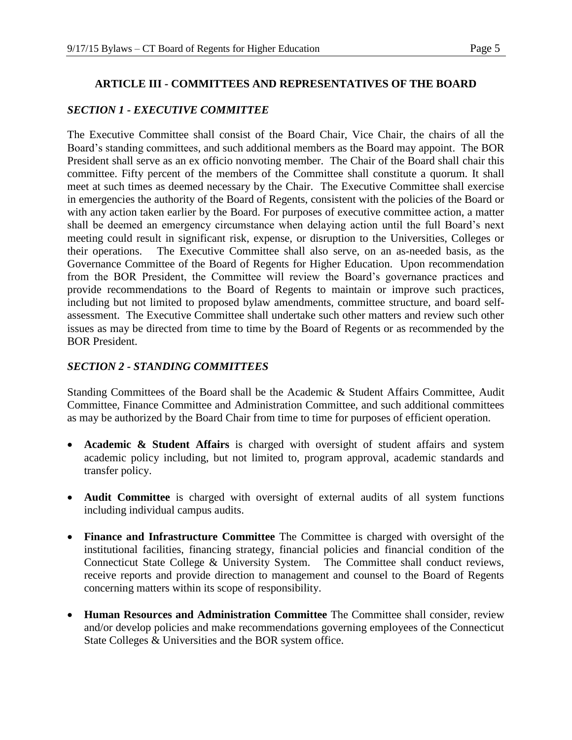## ARTICLE III - COMMITTEES AND REPRESENTATIVES OF THE BOARD

### *SECTION 1 - EXECUTIVE COMMITTEE*

The Executive Committee shall consist of the Board Chair, Vice Chair, the chairs of all the Board's standing committees, and such additional members as the Board may appoint. The BOR President shall serve as an ex officio nonvoting member. The Chair of the Board shall chair this committee. Fifty percent of the members of the Committee shall constitute a quorum. It shall meet at such times as deemed necessary by the Chair. The Executive Committee shall exercise in emergencies the authority of the Board of Regents, consistent with the policies of the Board or with any action taken earlier by the Board. For purposes of executive committee action, a matter shall be deemed an emergency circumstance when delaying action until the full Board's next meeting could result in significant risk, expense, or disruption to the Universities, Colleges or their operations. The Executive Committee shall also serve, on an as-needed basis, as the Governance Committee of the Board of Regents for Higher Education. Upon recommendation from the BOR President, the Committee will review the Board's governance practices and provide recommendations to the Board of Regents to maintain or improve such practices, including but not limited to proposed bylaw amendments, committee structure, and board self-assessment. The Executive Committee shall undertake such other matters and review such other issues as may be directed from time to time by the Board of Regents or as recommended by the BOR President.

### *SECTION 2 - STANDING COMMITTEES*

Standing Committees of the Board shall be the Academic & Student Affairs Committee, Audit Committee, Finance Committee and Administration Committee, and such additional committees as may be authorized by the Board Chair from time to time for purposes of efficient operation.

- **Academic & Student Affairs** is charged with oversight of student affairs and system academic policy including, but not limited to, program approval, academic standards and transfer policy.
- **Audit Committee** is charged with oversight of external audits of all system functions including individual campus audits.
- **Finance and Infrastructure Committee** The Committee is charged with oversight of the institutional facilities, financing strategy, financial policies and financial condition of the Connecticut State College & University System. The Committee shall conduct reviews, receive reports and provide direction to management and counsel to the Board of Regents concerning matters within its scope of responsibility.
- **Human Resources and Administration Committee** The Committee shall consider, review and/or develop policies and make recommendations governing employees of the Connecticut State Colleges & Universities and the BOR system office.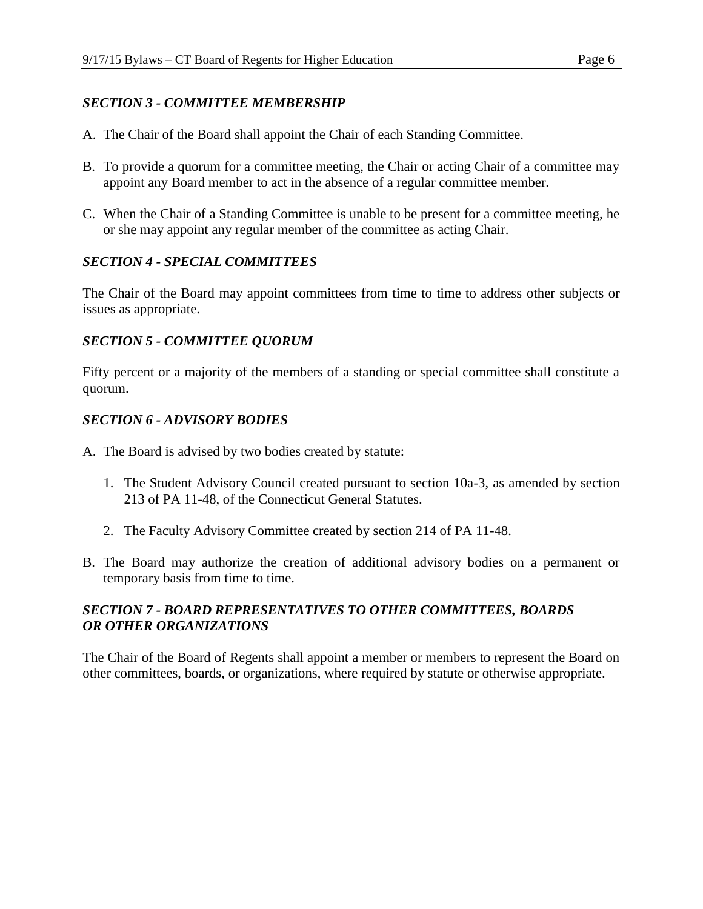### *SECTION 3 - COMMITTEE MEMBERSHIP*

A. The Chair of the Board shall appoint the Chair of each Standing Committee.

B. To provide a quorum for a committee meeting, the Chair or acting Chair of a committee may appoint any Board member to act in the absence of a regular committee member.

C. When the Chair of a Standing Committee is unable to be present for a committee meeting, he or she may appoint any regular member of the committee as acting Chair.

### *SECTION 4 - SPECIAL COMMITTEES*

The Chair of the Board may appoint committees from time to time to address other subjects or issues as appropriate.

### *SECTION 5 - COMMITTEE QUORUM*

Fifty percent or a majority of the members of a standing or special committee shall constitute a quorum.

### *SECTION 6 - ADVISORY BODIES*

A. The Board is advised by two bodies created by statute:

   1. The Student Advisory Council created pursuant to section 10a-3, as amended by section 213 of PA 11-48, of the Connecticut General Statutes.

   2. The Faculty Advisory Committee created by section 214 of PA 11-48.

B. The Board may authorize the creation of additional advisory bodies on a permanent or temporary basis from time to time.

### *SECTION 7 - BOARD REPRESENTATIVES TO OTHER COMMITTEES, BOARDS OR OTHER ORGANIZATIONS*

The Chair of the Board of Regents shall appoint a member or members to represent the Board on other committees, boards, or organizations, where required by statute or otherwise appropriate.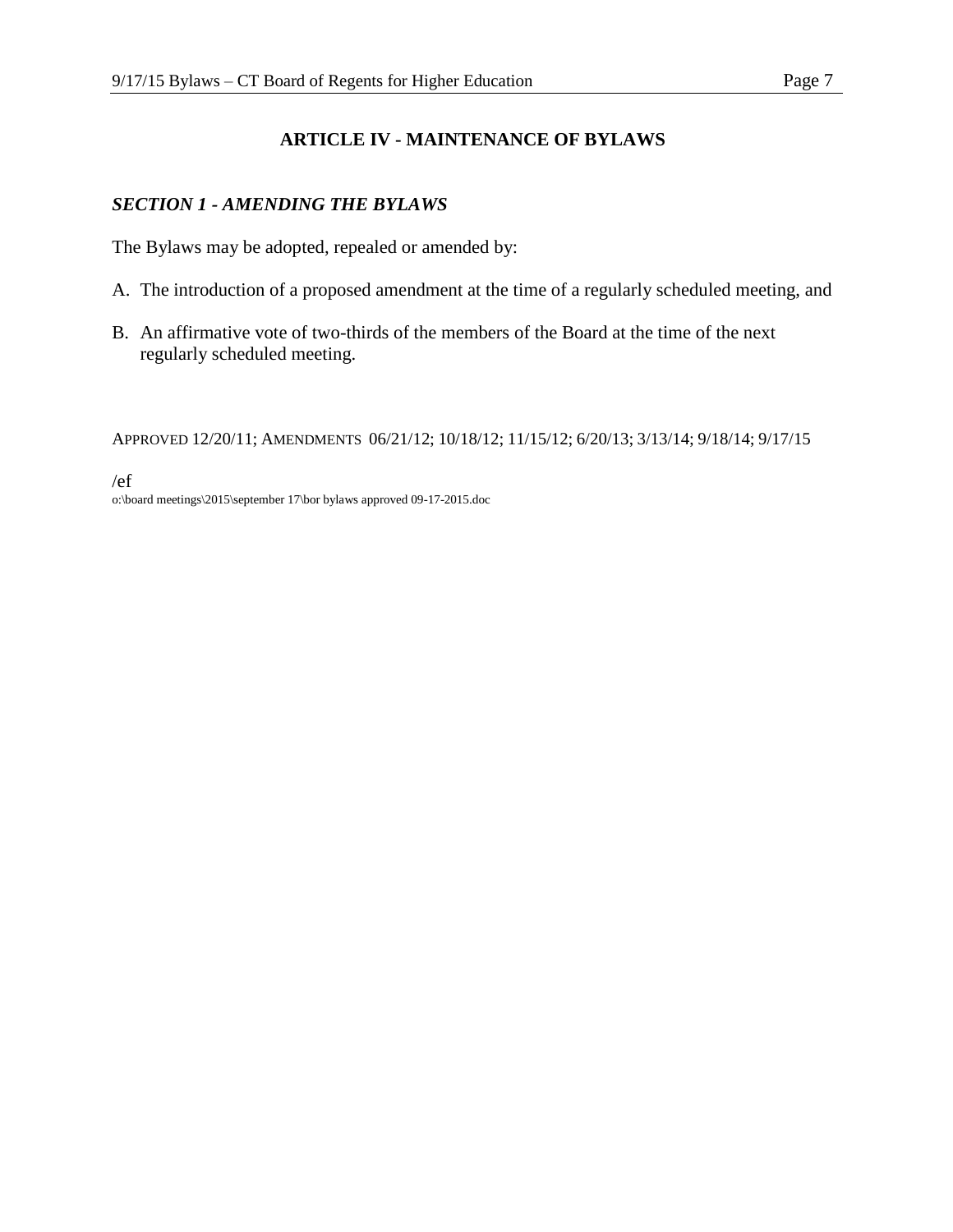## ARTICLE IV - MAINTENANCE OF BYLAWS

### *SECTION 1 - AMENDING THE BYLAWS*

The Bylaws may be adopted, repealed or amended by:

A. The introduction of a proposed amendment at the time of a regularly scheduled meeting, and

B. An affirmative vote of two-thirds of the members of the Board at the time of the next regularly scheduled meeting.

APPROVED 12/20/11; AMENDMENTS 06/21/12; 10/18/12; 11/15/12; 6/20/13; 3/13/14; 9/18/14; 9/17/15

/ef

o:\board meetings\2015\september 17\bor bylaws approved 09-17-2015.doc